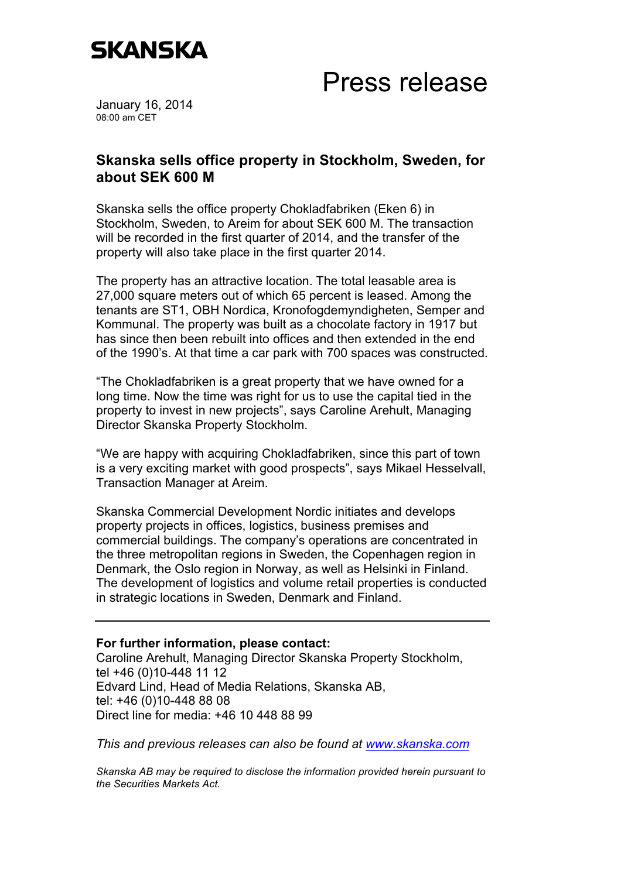**SKANSKA**

# Press release

January 16, 2014
08:00 am CET

## Skanska sells office property in Stockholm, Sweden, for about SEK 600 M

Skanska sells the office property Chokladfabriken (Eken 6) in Stockholm, Sweden, to Areim for about SEK 600 M. The transaction will be recorded in the first quarter of 2014, and the transfer of the property will also take place in the first quarter 2014.

The property has an attractive location. The total leasable area is 27,000 square meters out of which 65 percent is leased. Among the tenants are ST1, OBH Nordica, Kronofogdemyndigheten, Semper and Kommunal. The property was built as a chocolate factory in 1917 but has since then been rebuilt into offices and then extended in the end of the 1990's. At that time a car park with 700 spaces was constructed.

"The Chokladfabriken is a great property that we have owned for a long time. Now the time was right for us to use the capital tied in the property to invest in new projects", says Caroline Arehult, Managing Director Skanska Property Stockholm.

"We are happy with acquiring Chokladfabriken, since this part of town is a very exciting market with good prospects", says Mikael Hesselvall, Transaction Manager at Areim.

Skanska Commercial Development Nordic initiates and develops property projects in offices, logistics, business premises and commercial buildings. The company's operations are concentrated in the three metropolitan regions in Sweden, the Copenhagen region in Denmark, the Oslo region in Norway, as well as Helsinki in Finland. The development of logistics and volume retail properties is conducted in strategic locations in Sweden, Denmark and Finland.

---

**For further information, please contact:**
Caroline Arehult, Managing Director Skanska Property Stockholm,
tel +46 (0)10-448 11 12
Edvard Lind, Head of Media Relations, Skanska AB,
tel: +46 (0)10-448 88 08
Direct line for media: +46 10 448 88 99

*This and previous releases can also be found at www.skanska.com*

*Skanska AB may be required to disclose the information provided herein pursuant to the Securities Markets Act.*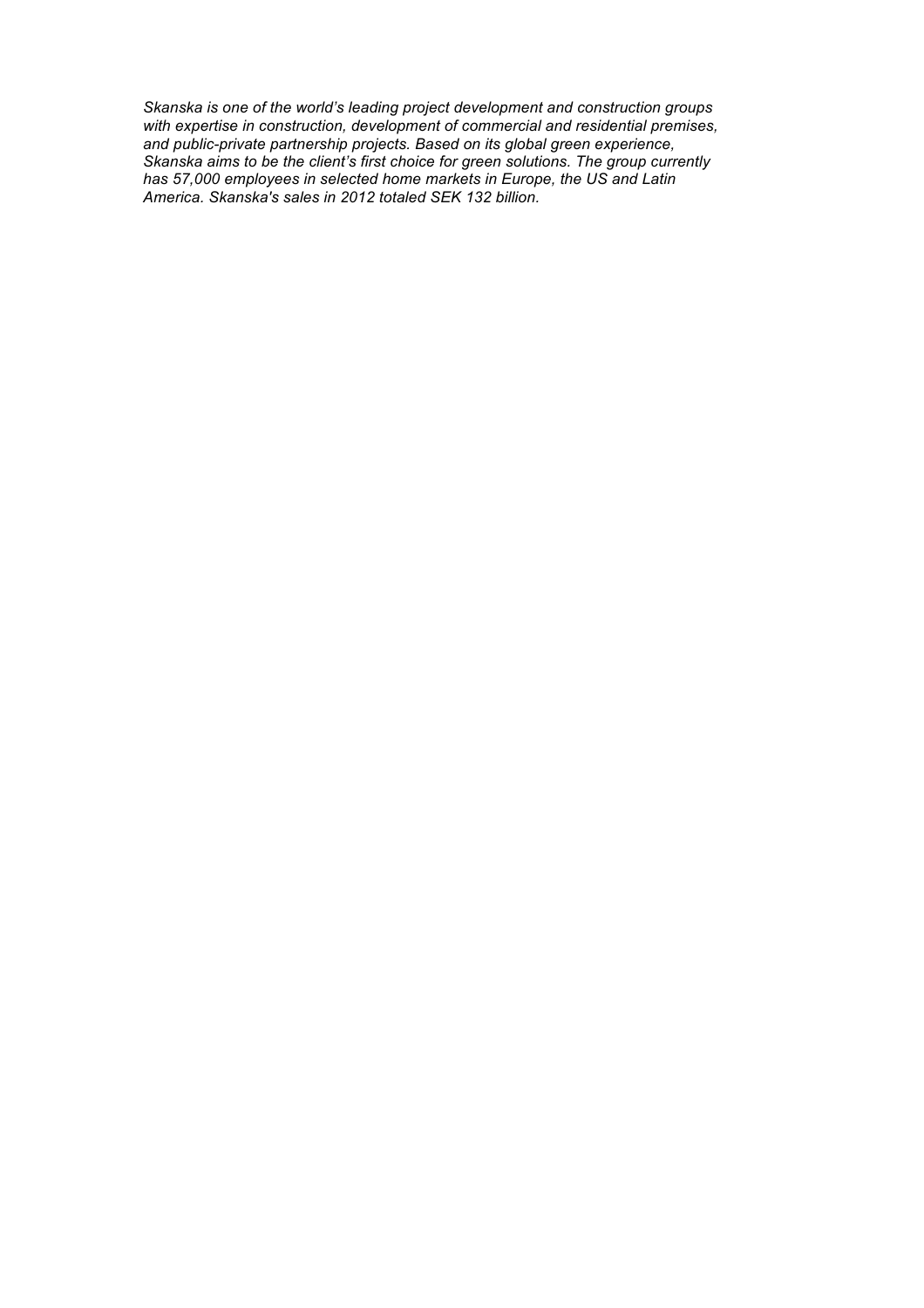*Skanska is one of the world's leading project development and construction groups with expertise in construction, development of commercial and residential premises, and public-private partnership projects. Based on its global green experience, Skanska aims to be the client's first choice for green solutions. The group currently has 57,000 employees in selected home markets in Europe, the US and Latin America. Skanska's sales in 2012 totaled SEK 132 billion.*